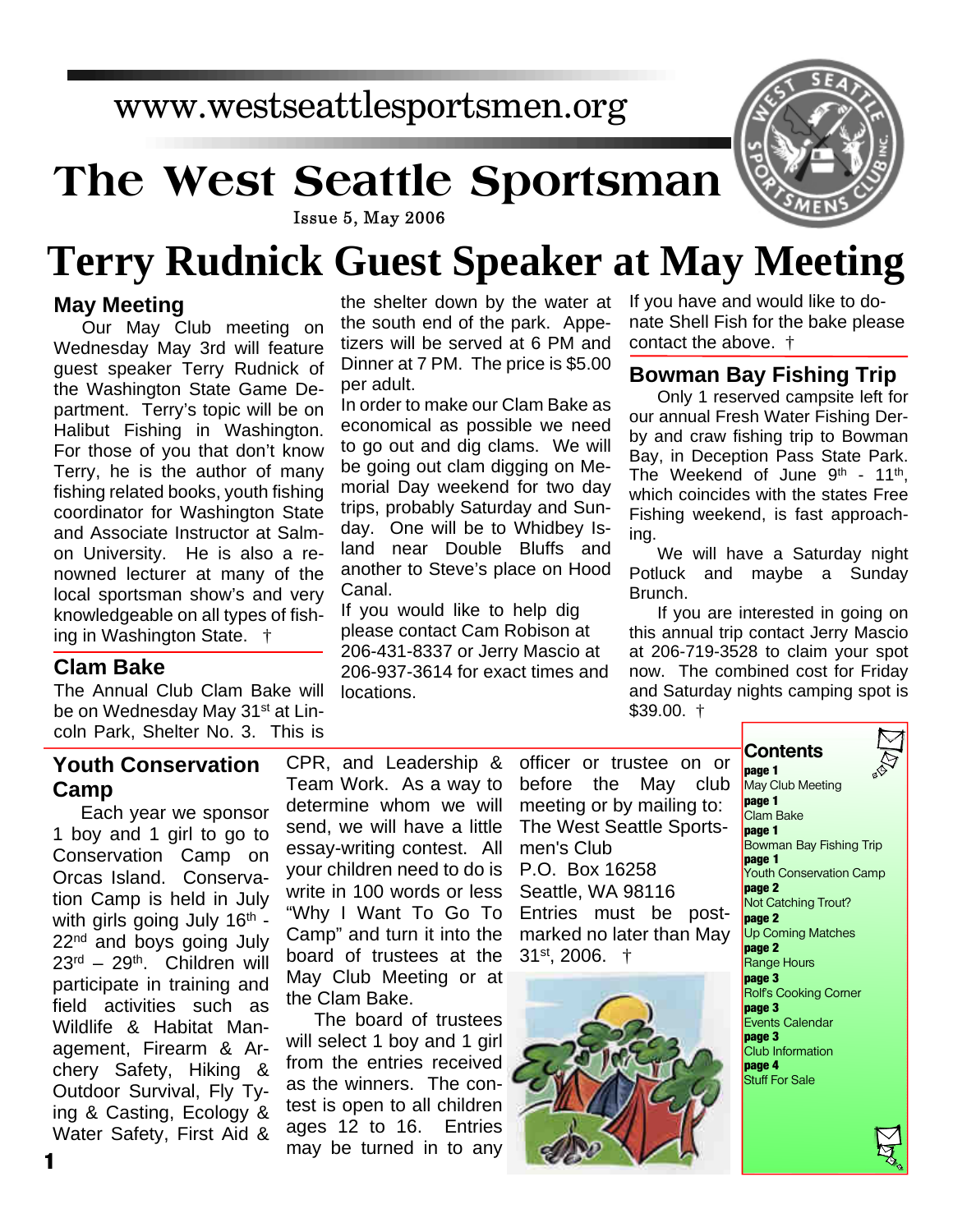www.westseattlesportsmen.org

# The West Seattle Sportsman

Issue 5, May 2006

# Terry Rudnick Guest Speaker at May Meeting

## May Meeting

Our May Club meeting on Wednesday May 3rd will feature guest speaker Terry Rudnick of the Washington State Game Department. Terry's topic will be on Halibut Fishing in Washington. For those of you that don't know Terry, he is the author of many fishing related books, youth fishing coordinator for Washington State and Associate Instructor at Salmon University. He is also a renowned lecturer at many of the local sportsman show's and very knowledgeable on all types of fishing in Washington State. †

## Clam Bake

The Annual Club Clam Bake will be on Wednesday May 31st at Lincoln Park, Shelter No. 3. This is the shelter down by the water at the south end of the park. Appetizers will be served at 6 PM and Dinner at 7 PM. The price is $5.00 per adult.

In order to make our Clam Bake as economical as possible we need to go out and dig clams. We will be going out clam digging on Memorial Day weekend for two day trips, probably Saturday and Sunday. One will be to Whidbey Island near Double Bluffs and another to Steve's place on Hood Canal.

If you would like to help dig please contact Cam Robison at 206-431-8337 or Jerry Mascio at 206-937-3614 for exact times and locations.

If you have and would like to donate Shell Fish for the bake please contact the above. †

## Bowman Bay Fishing Trip

Only 1 reserved campsite left for our annual Fresh Water Fishing Derby and craw fishing trip to Bowman Bay, in Deception Pass State Park. The Weekend of June 9th - 11th, which coincides with the states Free Fishing weekend, is fast approaching.

We will have a Saturday night Potluck and maybe a Sunday Brunch.

If you are interested in going on this annual trip contact Jerry Mascio at 206-719-3528 to claim your spot now. The combined cost for Friday and Saturday nights camping spot is $39.00. †

## Youth Conservation Camp

Each year we sponsor 1 boy and 1 girl to go to Conservation Camp on Orcas Island. Conservation Camp is held in July with girls going July 16th - 22nd and boys going July 23rd – 29th. Children will participate in training and field activities such as Wildlife & Habitat Management, Firearm & Archery Safety, Hiking & Outdoor Survival, Fly Tying & Casting, Ecology & Water Safety, First Aid & CPR, and Leadership & Team Work. As a way to determine whom we will send, we will have a little essay-writing contest. All your children need to do is write in 100 words or less "Why I Want To Go To Camp" and turn it into the board of trustees at the May Club Meeting or at the Clam Bake.

The board of trustees will select 1 boy and 1 girl from the entries received as the winners. The contest is open to all children ages 12 to 16. Entries may be turned in to any officer or trustee on or before the May club meeting or by mailing to:

The West Seattle Sportsmen's Club
P.O. Box 16258
Seattle, WA 98116

Entries must be postmarked no later than May 31st, 2006. †

## Contents

- **page 1** May Club Meeting
- **page 1** Clam Bake
- **page 1** Bowman Bay Fishing Trip
- **page 1** Youth Conservation Camp
- **page 2** Not Catching Trout?
- **page 2** Up Coming Matches
- **page 2** Range Hours
- **page 3** Rolf's Cooking Corner
- **page 3** Events Calendar
- **page 3** Club Information
- **page 4** Stuff For Sale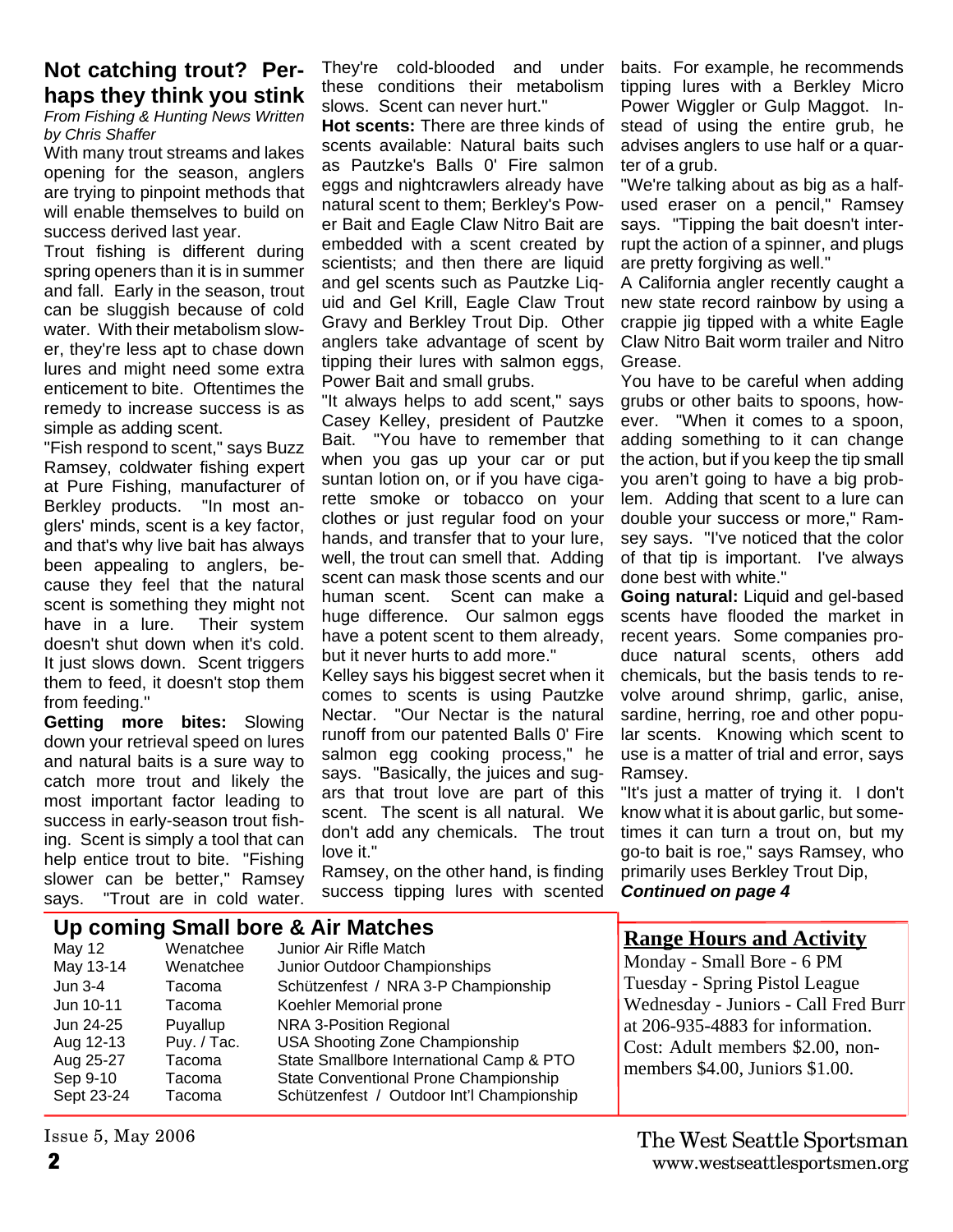## Not catching trout? Perhaps they think you stink

*From Fishing & Hunting News Written by Chris Shaffer*

With many trout streams and lakes opening for the season, anglers are trying to pinpoint methods that will enable themselves to build on success derived last year.

Trout fishing is different during spring openers than it is in summer and fall. Early in the season, trout can be sluggish because of cold water. With their metabolism slower, they're less apt to chase down lures and might need some extra enticement to bite. Oftentimes the remedy to increase success is as simple as adding scent.

"Fish respond to scent," says Buzz Ramsey, coldwater fishing expert at Pure Fishing, manufacturer of Berkley products. "In most anglers' minds, scent is a key factor, and that's why live bait has always been appealing to anglers, because they feel that the natural scent is something they might not have in a lure. Their system doesn't shut down when it's cold. It just slows down. Scent triggers them to feed, it doesn't stop them from feeding."

**Getting more bites:** Slowing down your retrieval speed on lures and natural baits is a sure way to catch more trout and likely the most important factor leading to success in early-season trout fishing. Scent is simply a tool that can help entice trout to bite. "Fishing slower can be better," Ramsey says. "Trout are in cold water. They're cold-blooded and under these conditions their metabolism slows. Scent can never hurt."

**Hot scents:** There are three kinds of scents available: Natural baits such as Pautzke's Balls 0' Fire salmon eggs and nightcrawlers already have natural scent to them; Berkley's Power Bait and Eagle Claw Nitro Bait are embedded with a scent created by scientists; and then there are liquid and gel scents such as Pautzke Liquid and Gel Krill, Eagle Claw Trout Gravy and Berkley Trout Dip. Other anglers take advantage of scent by tipping their lures with salmon eggs, Power Bait and small grubs.

"It always helps to add scent," says Casey Kelley, president of Pautzke Bait. "You have to remember that when you gas up your car or put suntan lotion on, or if you have cigarette smoke or tobacco on your clothes or just regular food on your hands, and transfer that to your lure, well, the trout can smell that. Adding scent can mask those scents and our human scent. Scent can make a huge difference. Our salmon eggs have a potent scent to them already, but it never hurts to add more."

Kelley says his biggest secret when it comes to scents is using Pautzke Nectar. "Our Nectar is the natural runoff from our patented Balls 0' Fire salmon egg cooking process," he says. "Basically, the juices and sugars that trout love are part of this scent. The scent is all natural. We don't add any chemicals. The trout love it."

Ramsey, on the other hand, is finding success tipping lures with scented baits. For example, he recommends tipping lures with a Berkley Micro Power Wiggler or Gulp Maggot. Instead of using the entire grub, he advises anglers to use half or a quarter of a grub.

"We're talking about as big as a half-used eraser on a pencil," Ramsey says. "Tipping the bait doesn't interrupt the action of a spinner, and plugs are pretty forgiving as well."

A California angler recently caught a new state record rainbow by using a crappie jig tipped with a white Eagle Claw Nitro Bait worm trailer and Nitro Grease.

You have to be careful when adding grubs or other baits to spoons, however. "When it comes to a spoon, adding something to it can change the action, but if you keep the tip small you aren't going to have a big problem. Adding that scent to a lure can double your success or more," Ramsey says. "I've noticed that the color of that tip is important. I've always done best with white."

**Going natural:** Liquid and gel-based scents have flooded the market in recent years. Some companies produce natural scents, others add chemicals, but the basis tends to revolve around shrimp, garlic, anise, sardine, herring, roe and other popular scents. Knowing which scent to use is a matter of trial and error, says Ramsey.

"It's just a matter of trying it. I don't know what it is about garlic, but sometimes it can turn a trout on, but my go-to bait is roe," says Ramsey, who primarily uses Berkley Trout Dip,

***Continued on page 4***

## Up coming Small bore & Air Matches

| | | |
|---|---|---|
| May 12 | Wenatchee | Junior Air Rifle Match |
| May 13-14 | Wenatchee | Junior Outdoor Championships |
| Jun 3-4 | Tacoma | Schützenfest / NRA 3-P Championship |
| Jun 10-11 | Tacoma | Koehler Memorial prone |
| Jun 24-25 | Puyallup | NRA 3-Position Regional |
| Aug 12-13 | Puy. / Tac. | USA Shooting Zone Championship |
| Aug 25-27 | Tacoma | State Smallbore International Camp & PTO |
| Sep 9-10 | Tacoma | State Conventional Prone Championship |
| Sept 23-24 | Tacoma | Schützenfest / Outdoor Int'l Championship |

## Range Hours and Activity

Monday - Small Bore - 6 PM
Tuesday - Spring Pistol League
Wednesday - Juniors - Call Fred Burr at 206-935-4883 for information.
Cost: Adult members $2.00, non-members $4.00, Juniors $1.00.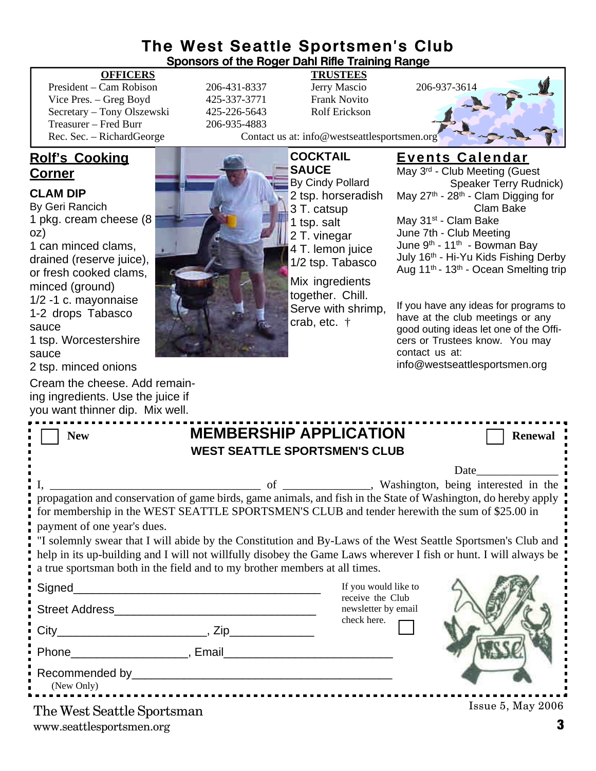# The West Seattle Sportsmen's Club

**Sponsors of the Roger Dahl Rifle Training Range**

| OFFICERS | | TRUSTEES | |
|---|---|---|---|
| President – Cam Robison | 206-431-8337 | Jerry Mascio | 206-937-3614 |
| Vice Pres. – Greg Boyd | 425-337-3771 | Frank Novito | |
| Secretary – Tony Olszewski | 425-226-5643 | Rolf Erickson | |
| Treasurer – Fred Burr | 206-935-4883 | | |
| Rec. Sec. – RichardGeorge | | | |

Contact us at: info@westseattlesportsmen.org

## Rolf's Cooking Corner

### CLAM DIP

By Geri Rancich

1 pkg. cream cheese (8 oz)
1 can minced clams, drained (reserve juice), or fresh cooked clams, minced (ground)
1/2 -1 c. mayonnaise
1-2 drops Tabasco sauce
1 tsp. Worcestershire sauce
2 tsp. minced onions

Cream the cheese. Add remaining ingredients. Use the juice if you want thinner dip. Mix well.

### COCKTAIL SAUCE

By Cindy Pollard

2 tsp. horseradish
3 T. catsup
1 tsp. salt
2 T. vinegar
4 T. lemon juice
1/2 tsp. Tabasco

Mix ingredients together. Chill. Serve with shrimp, crab, etc. †

## Events Calendar

May 3rd - Club Meeting (Guest Speaker Terry Rudnick)
May 27th - 28th - Clam Digging for Clam Bake
May 31st - Clam Bake
June 7th - Club Meeting
June 9th - 11th - Bowman Bay
July 16th - Hi-Yu Kids Fishing Derby
Aug 11th - 13th - Ocean Smelting trip

If you have any ideas for programs to have at the club meetings or any good outing ideas let one of the Officers or Trustees know. You may contact us at: info@westseattlesportsmen.org

## MEMBERSHIP APPLICATION

**WEST SEATTLE SPORTSMEN'S CLUB**

☐ New ☐ Renewal

Date______________

I, ___________________________________ of _______________, Washington, being interested in the propagation and conservation of game birds, game animals, and fish in the State of Washington, do hereby apply for membership in the WEST SEATTLE SPORTSMEN'S CLUB and tender herewith the sum of $25.00 in payment of one year's dues.

"I solemnly swear that I will abide by the Constitution and By-Laws of the West Seattle Sportsmen's Club and help in its up-building and I will not willfully disobey the Game Laws wherever I fish or hunt. I will always be a true sportsman both in the field and to my brother members at all times.

Signed_____________________________________

Street Address______________________________

City______________________, Zip_____________

Phone__________________, Email__________________________

Recommended by_______________________________________
(New Only)

If you would like to receive the Club newsletter by email check here. ☐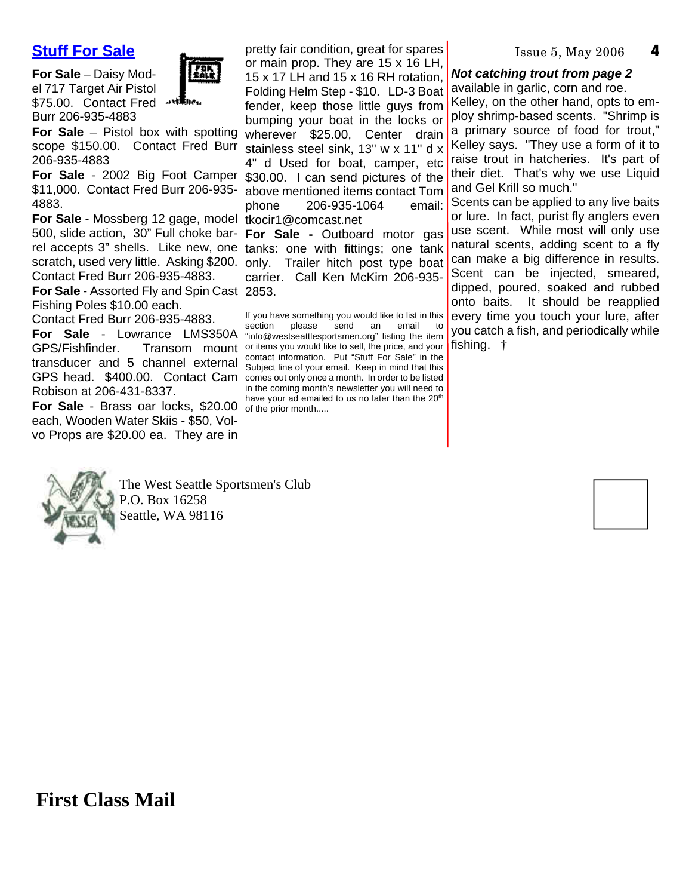## Stuff For Sale

**For Sale** – Daisy Model 717 Target Air Pistol $75.00. Contact Fred Burr 206-935-4883

**For Sale** – Pistol box with spotting scope $150.00. Contact Fred Burr 206-935-4883

**For Sale** - 2002 Big Foot Camper $11,000. Contact Fred Burr 206-935-4883.

**For Sale** - Mossberg 12 gage, model 500, slide action, 30" Full choke barrel accepts 3" shells. Like new, one scratch, used very little. Asking $200. Contact Fred Burr 206-935-4883.

**For Sale** - Assorted Fly and Spin Cast Fishing Poles $10.00 each.
Contact Fred Burr 206-935-4883.

**For Sale** - Lowrance LMS350A GPS/Fishfinder. Transom mount transducer and 5 channel external GPS head. $400.00. Contact Cam Robison at 206-431-8337.

**For Sale** - Brass oar locks, $20.00 each, Wooden Water Skiis - $50, Volvo Props are $20.00 ea. They are in pretty fair condition, great for spares or main prop. They are 15 x 16 LH, 15 x 17 LH and 15 x 16 RH rotation, Folding Helm Step - $10. LD-3 Boat fender, keep those little guys from bumping your boat in the locks or wherever $25.00, Center drain stainless steel sink, 13" w x 11" d x 4" d Used for boat, camper, etc $30.00. I can send pictures of the above mentioned items contact Tom phone 206-935-1064 email: tkocir1@comcast.net

**For Sale -** Outboard motor gas tanks: one with fittings; one tank only. Trailer hitch post type boat carrier. Call Ken McKim 206-935-2853.

If you have something you would like to list in this section please send an email to "info@westseattlesportsmen.org" listing the item or items you would like to sell, the price, and your contact information. Put "Stuff For Sale" in the Subject line of your email. Keep in mind that this comes out only once a month. In order to be listed in the coming month's newsletter you will need to have your ad emailed to us no later than the 20th of the prior month.....

***Not catching trout from page 2***

available in garlic, corn and roe.
Kelley, on the other hand, opts to employ shrimp-based scents. "Shrimp is a primary source of food for trout," Kelley says. "They use a form of it to raise trout in hatcheries. It's part of their diet. That's why we use Liquid and Gel Krill so much."

Scents can be applied to any live baits or lure. In fact, purist fly anglers even use scent. While most will only use natural scents, adding scent to a fly can make a big difference in results. Scent can be injected, smeared, dipped, poured, soaked and rubbed onto baits. It should be reapplied every time you touch your lure, after you catch a fish, and periodically while fishing. †

The West Seattle Sportsmen's Club
P.O. Box 16258
Seattle, WA 98116

**First Class Mail**